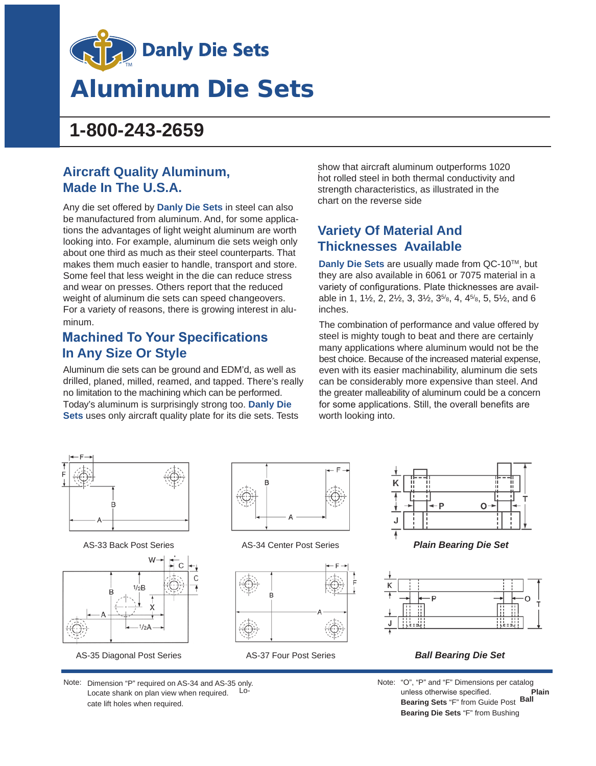# Danly Die Sets

# Aluminum Die Sets

## 1-800-243-2659

## Aircraft Quality Aluminum, Made In The U.S.A.

Any die set offered by **Danly Die Sets** in steel can also be manufactured from aluminum. And, for some applications the advantages of light weight aluminum are worth looking into. For example, aluminum die sets weigh only about one third as much as their steel counterparts. That makes them much easier to handle, transport and store. Some feel that less weight in the die can reduce stress and wear on presses. Others report that the reduced weight of aluminum die sets can speed changeovers. For a variety of reasons, there is growing interest in aluminum.

## Machined To Your Specifications In Any Size Or Style

Aluminum die sets can be ground and EDM'd, as well as drilled, planed, milled, reamed, and tapped. There's really no limitation to the machining which can be performed. Today's aluminum is surprisingly strong too. **Danly Die Sets** uses only aircraft quality plate for its die sets. Tests show that aircraft aluminum outperforms 1020 hot rolled steel in both thermal conductivity and strength characteristics, as illustrated in the chart on the reverse side

## Variety Of Material And Thicknesses Available

**Danly Die Sets** are usually made from QC-10™, but they are also available in 6061 or 7075 material in a variety of configurations. Plate thicknesses are available in 1, 1½, 2, 2½, 3, 3½, 3⅝, 4, 4⅝, 5, 5½, and 6 inches.

The combination of performance and value offered by steel is mighty tough to beat and there are certainly many applications where aluminum would not be the best choice. Because of the increased material expense, even with its easier machinability, aluminum die sets can be considerably more expensive than steel. And the greater malleability of aluminum could be a concern for some applications. Still, the overall benefits are worth looking into.

AS-33 Back Post Series

AS-34 Center Post Series

*Plain Bearing Die Set*

AS-35 Diagonal Post Series

AS-37 Four Post Series

*Ball Bearing Die Set*

Note: Dimension "P" required on AS-34 and AS-35 only. Locate shank on plan view when required. Locate lift holes when required.

Note: "O", "P" and "F" Dimensions per catalog unless otherwise specified. **Plain Bearing Sets** "F" from Guide Post **Ball Bearing Die Sets** "F" from Bushing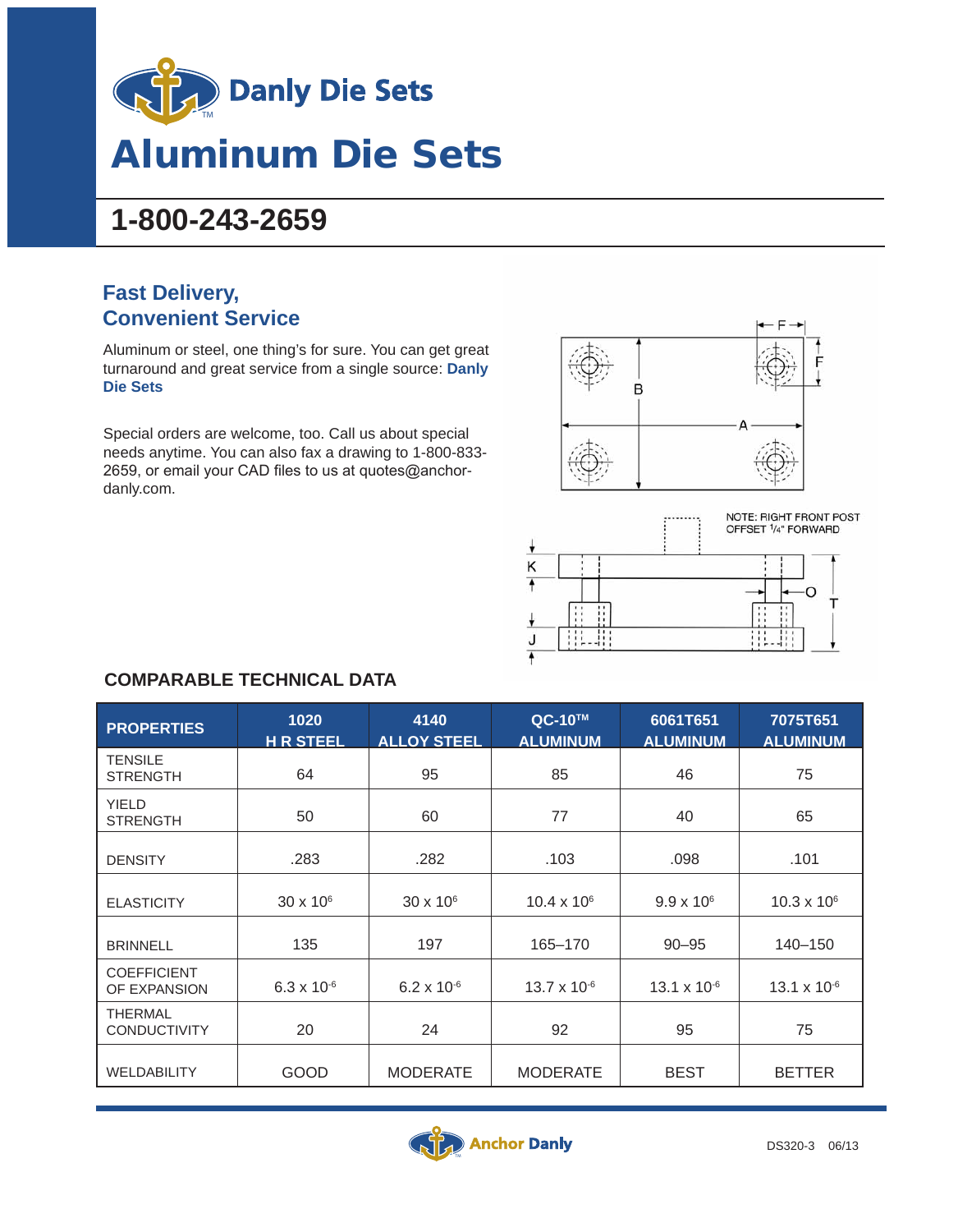Danly Die Sets

# Aluminum Die Sets

## 1-800-243-2659

### Fast Delivery, Convenient Service

Aluminum or steel, one thing's for sure. You can get great turnaround and great service from a single source: **Danly Die Sets**

Special orders are welcome, too. Call us about special needs anytime. You can also fax a drawing to 1-800-833-2659, or email your CAD files to us at quotes@anchor-danly.com.

F

F

B

A

NOTE: RIGHT FRONT POST OFFSET 1/4" FORWARD

K

O

T

J

### COMPARABLE TECHNICAL DATA

| PROPERTIES | 1020 H R STEEL | 4140 ALLOY STEEL | QC-10™ ALUMINUM | 6061T651 ALUMINUM | 7075T651 ALUMINUM |
|---|---|---|---|---|---|
| TENSILE STRENGTH | 64 | 95 | 85 | 46 | 75 |
| YIELD STRENGTH | 50 | 60 | 77 | 40 | 65 |
| DENSITY | .283 | .282 | .103 | .098 | .101 |
| ELASTICITY | $30 \times 10^{6}$ | $30 \times 10^{6}$ | $10.4 \times 10^{6}$ | $9.9 \times 10^{6}$ | $10.3 \times 10^{6}$ |
| BRINNELL | 135 | 197 | 165–170 | 90–95 | 140–150 |
| COEFFICIENT OF EXPANSION | $6.3 \times 10^{-6}$ | $6.2 \times 10^{-6}$ | $13.7 \times 10^{-6}$ | $13.1 \times 10^{-6}$ | $13.1 \times 10^{-6}$ |
| THERMAL CONDUCTIVITY | 20 | 24 | 92 | 95 | 75 |
| WELDABILITY | GOOD | MODERATE | MODERATE | BEST | BETTER |

Anchor Danly

DS320-3 06/13